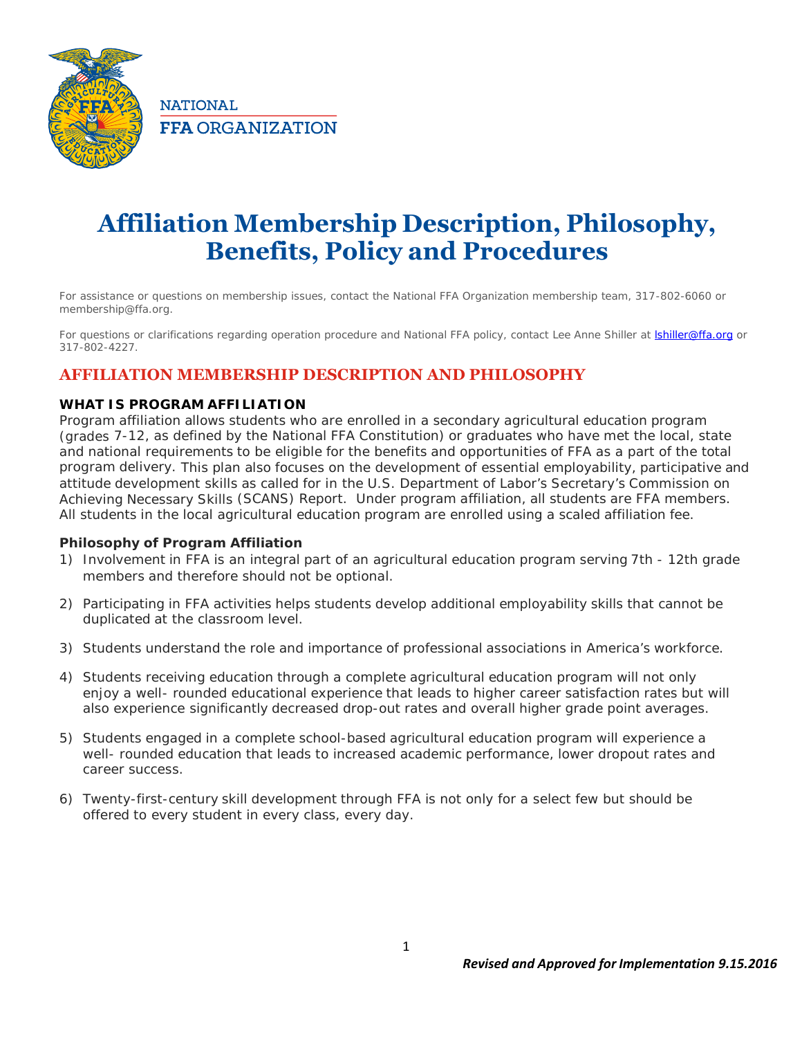NATIONAL
**FFA** ORGANIZATION

# Affiliation Membership Description, Philosophy, Benefits, Policy and Procedures

For assistance or questions on membership issues, contact the National FFA Organization membership team, 317-802-6060 or membership@ffa.org.

For questions or clarifications regarding operation procedure and National FFA policy, contact Lee Anne Shiller at lshiller@ffa.org or 317-802-4227.

## AFFILIATION MEMBERSHIP DESCRIPTION AND PHILOSOPHY

### WHAT IS PROGRAM AFFILIATION

Program affiliation allows students who are enrolled in a secondary agricultural education program (grades 7-12, as defined by the National FFA Constitution) or graduates who have met the local, state and national requirements to be eligible for the benefits and opportunities of FFA as a part of the total program delivery. This plan also focuses on the development of essential employability, participative and attitude development skills as called for in the U.S. Department of Labor's Secretary's Commission on Achieving Necessary Skills (SCANS) Report. Under program affiliation, all students are FFA members. All students in the local agricultural education program are enrolled using a scaled affiliation fee.

### Philosophy of Program Affiliation

1) Involvement in FFA is an integral part of an agricultural education program serving 7th - 12th grade members and therefore should not be optional.
2) Participating in FFA activities helps students develop additional employability skills that cannot be duplicated at the classroom level.
3) Students understand the role and importance of professional associations in America's workforce.
4) Students receiving education through a complete agricultural education program will not only enjoy a well- rounded educational experience that leads to higher career satisfaction rates but will also experience significantly decreased drop-out rates and overall higher grade point averages.
5) Students engaged in a complete school-based agricultural education program will experience a well- rounded education that leads to increased academic performance, lower dropout rates and career success.
6) Twenty-first-century skill development through FFA is not only for a select few but should be offered to every student in every class, every day.

*Revised and Approved for Implementation 9.15.2016*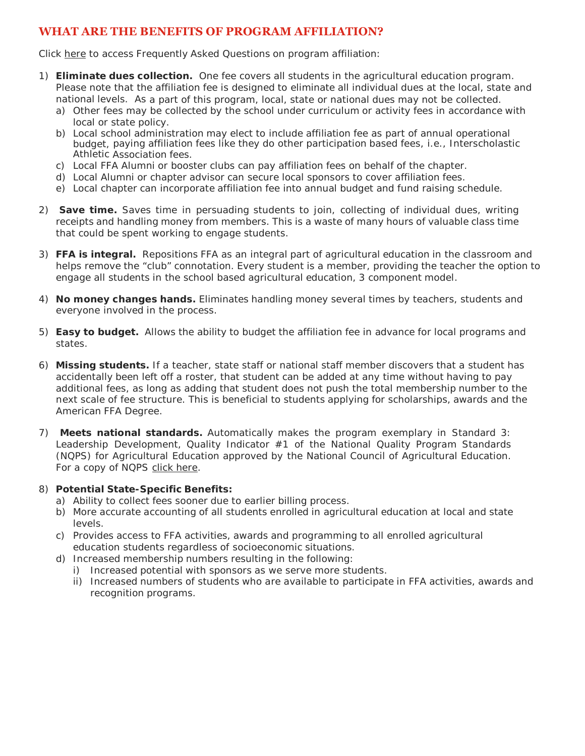## WHAT ARE THE BENEFITS OF PROGRAM AFFILIATION?

Click here to access Frequently Asked Questions on program affiliation:

1) **Eliminate dues collection.** One fee covers all students in the agricultural education program. Please note that the affiliation fee is designed to eliminate all individual dues at the local, state and national levels. As a part of this program, local, state or national dues may not be collected.
   a) Other fees may be collected by the school under curriculum or activity fees in accordance with local or state policy.
   b) Local school administration may elect to include affiliation fee as part of annual operational budget, paying affiliation fees like they do other participation based fees, i.e., Interscholastic Athletic Association fees.
   c) Local FFA Alumni or booster clubs can pay affiliation fees on behalf of the chapter.
   d) Local Alumni or chapter advisor can secure local sponsors to cover affiliation fees.
   e) Local chapter can incorporate affiliation fee into annual budget and fund raising schedule.

2) **Save time.** Saves time in persuading students to join, collecting of individual dues, writing receipts and handling money from members. This is a waste of many hours of valuable class time that could be spent working to engage students.

3) **FFA is integral.** Repositions FFA as an integral part of agricultural education in the classroom and helps remove the "club" connotation. Every student is a member, providing the teacher the option to engage all students in the school based agricultural education, 3 component model.

4) **No money changes hands.** Eliminates handling money several times by teachers, students and everyone involved in the process.

5) **Easy to budget.** Allows the ability to budget the affiliation fee in advance for local programs and states.

6) **Missing students.** If a teacher, state staff or national staff member discovers that a student has accidentally been left off a roster, that student can be added at any time without having to pay additional fees, as long as adding that student does not push the total membership number to the next scale of fee structure. This is beneficial to students applying for scholarships, awards and the American FFA Degree.

7) **Meets national standards.** Automatically makes the program exemplary in Standard 3: Leadership Development, Quality Indicator #1 of the National Quality Program Standards (NQPS) for Agricultural Education approved by the National Council of Agricultural Education. For a copy of NQPS click here.

8) **Potential State-Specific Benefits:**
   a) Ability to collect fees sooner due to earlier billing process.
   b) More accurate accounting of all students enrolled in agricultural education at local and state levels.
   c) Provides access to FFA activities, awards and programming to all enrolled agricultural education students regardless of socioeconomic situations.
   d) Increased membership numbers resulting in the following:
      i) Increased potential with sponsors as we serve more students.
      ii) Increased numbers of students who are available to participate in FFA activities, awards and recognition programs.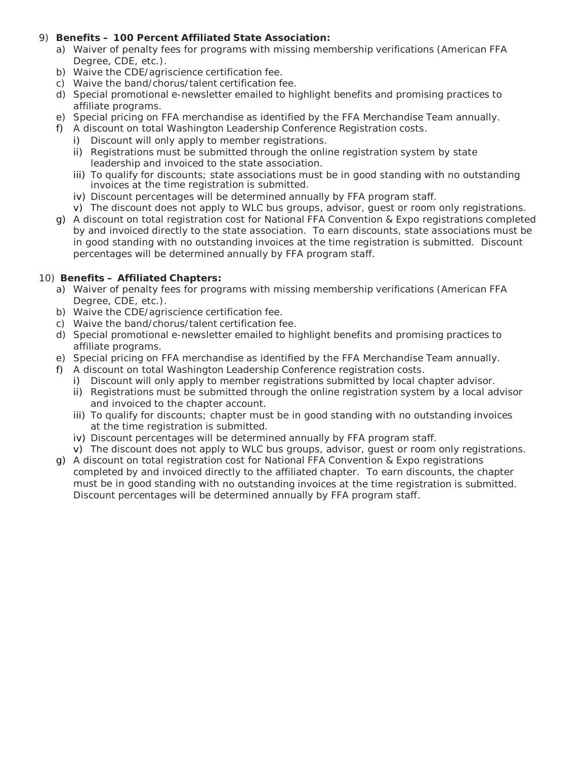9) **Benefits – 100 Percent Affiliated State Association:**
   a) Waiver of penalty fees for programs with missing membership verifications (American FFA Degree, CDE, etc.).
   b) Waive the CDE/agriscience certification fee.
   c) Waive the band/chorus/talent certification fee.
   d) Special promotional e-newsletter emailed to highlight benefits and promising practices to affiliate programs.
   e) Special pricing on FFA merchandise as identified by the FFA Merchandise Team annually.
   f) A discount on total Washington Leadership Conference Registration costs.
      i) Discount will only apply to member registrations.
      ii) Registrations must be submitted through the online registration system by state leadership and invoiced to the state association.
      iii) To qualify for discounts; state associations must be in good standing with no outstanding invoices at the time registration is submitted.
      iv) Discount percentages will be determined annually by FFA program staff.
      v) The discount does not apply to WLC bus groups, advisor, guest or room only registrations.
   g) A discount on total registration cost for National FFA Convention & Expo registrations completed by and invoiced directly to the state association. To earn discounts, state associations must be in good standing with no outstanding invoices at the time registration is submitted. Discount percentages will be determined annually by FFA program staff.

10) **Benefits – Affiliated Chapters:**
   a) Waiver of penalty fees for programs with missing membership verifications (American FFA Degree, CDE, etc.).
   b) Waive the CDE/agriscience certification fee.
   c) Waive the band/chorus/talent certification fee.
   d) Special promotional e-newsletter emailed to highlight benefits and promising practices to affiliate programs.
   e) Special pricing on FFA merchandise as identified by the FFA Merchandise Team annually.
   f) A discount on total Washington Leadership Conference registration costs.
      i) Discount will only apply to member registrations submitted by local chapter advisor.
      ii) Registrations must be submitted through the online registration system by a local advisor and invoiced to the chapter account.
      iii) To qualify for discounts; chapter must be in good standing with no outstanding invoices at the time registration is submitted.
      iv) Discount percentages will be determined annually by FFA program staff.
      v) The discount does not apply to WLC bus groups, advisor, guest or room only registrations.
   g) A discount on total registration cost for National FFA Convention & Expo registrations completed by and invoiced directly to the affiliated chapter. To earn discounts, the chapter must be in good standing with no outstanding invoices at the time registration is submitted. Discount percentages will be determined annually by FFA program staff.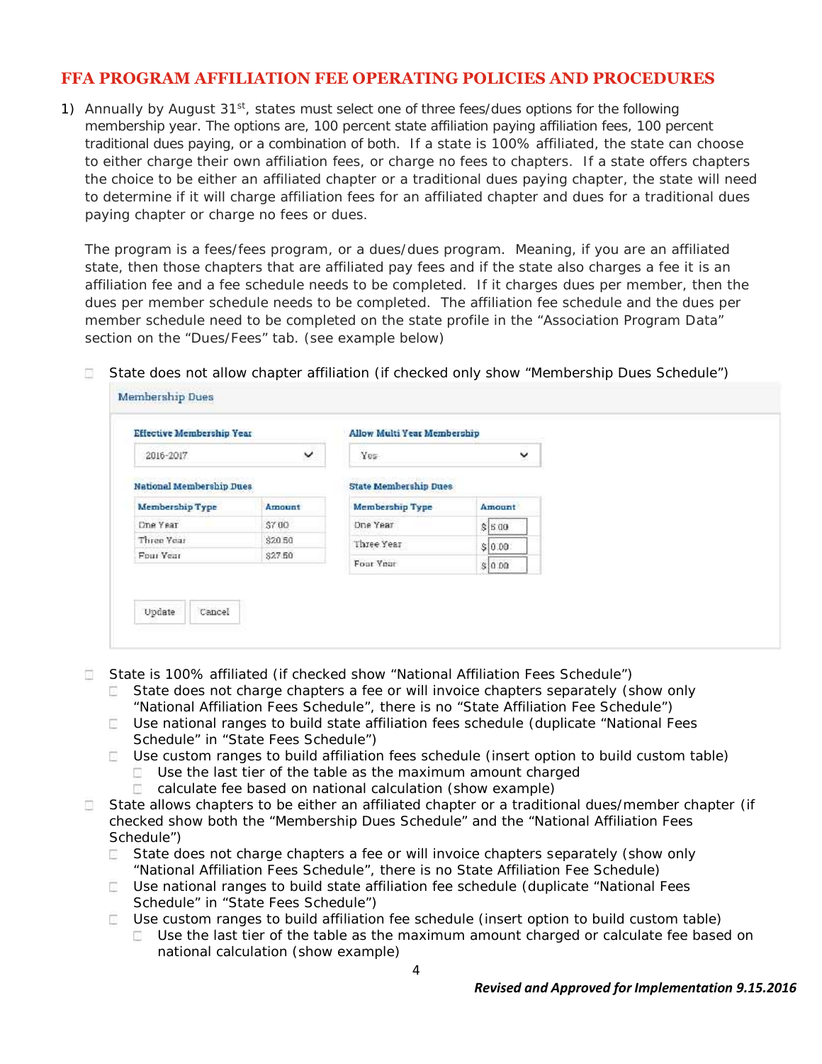## FFA PROGRAM AFFILIATION FEE OPERATING POLICIES AND PROCEDURES

1) Annually by August 31st, states must select one of three fees/dues options for the following membership year. The options are, 100 percent state affiliation paying affiliation fees, 100 percent traditional dues paying, or a combination of both. If a state is 100% affiliated, the state can choose to either charge their own affiliation fees, or charge no fees to chapters. If a state offers chapters the choice to be either an affiliated chapter or a traditional dues paying chapter, the state will need to determine if it will charge affiliation fees for an affiliated chapter and dues for a traditional dues paying chapter or charge no fees or dues.

   The program is a fees/fees program, or a dues/dues program. Meaning, if you are an affiliated state, then those chapters that are affiliated pay fees and if the state also charges a fee it is an affiliation fee and a fee schedule needs to be completed. If it charges dues per member, then the dues per member schedule needs to be completed. The affiliation fee schedule and the dues per member schedule need to be completed on the state profile in the "Association Program Data" section on the "Dues/Fees" tab. (see example below)

   - ☐ State does not allow chapter affiliation (if checked only show "Membership Dues Schedule")

   **Membership Dues**

   **Effective Membership Year:** 2016-2017

   **Allow Multi Year Membership:** Yes

   **National Membership Dues**

   | Membership Type | Amount |
   |---|---|
   | One Year | $7.00 |
   | Three Year | $20.50 |
   | Four Year | $27.50 |

   **State Membership Dues**

   | Membership Type | Amount |
   |---|---|
   | One Year | $ 5.00 |
   | Three Year | $ 0.00 |
   | Four Year | $ 0.00 |

   Update | Cancel

   - ☐ State is 100% affiliated (if checked show "National Affiliation Fees Schedule")
     - ☐ State does not charge chapters a fee or will invoice chapters separately (show only "National Affiliation Fees Schedule", there is no "State Affiliation Fee Schedule")
     - ☐ Use national ranges to build state affiliation fees schedule (duplicate "National Fees Schedule" in "State Fees Schedule")
     - ☐ Use custom ranges to build affiliation fees schedule (insert option to build custom table)
       - ☐ Use the last tier of the table as the maximum amount charged
       - ☐ calculate fee based on national calculation (show example)
   - ☐ State allows chapters to be either an affiliated chapter or a traditional dues/member chapter (if checked show both the "Membership Dues Schedule" and the "National Affiliation Fees Schedule")
     - ☐ State does not charge chapters a fee or will invoice chapters separately (show only "National Affiliation Fees Schedule", there is no State Affiliation Fee Schedule)
     - ☐ Use national ranges to build state affiliation fee schedule (duplicate "National Fees Schedule" in "State Fees Schedule")
     - ☐ Use custom ranges to build affiliation fee schedule (insert option to build custom table)
       - ☐ Use the last tier of the table as the maximum amount charged or calculate fee based on national calculation (show example)

*Revised and Approved for Implementation 9.15.2016*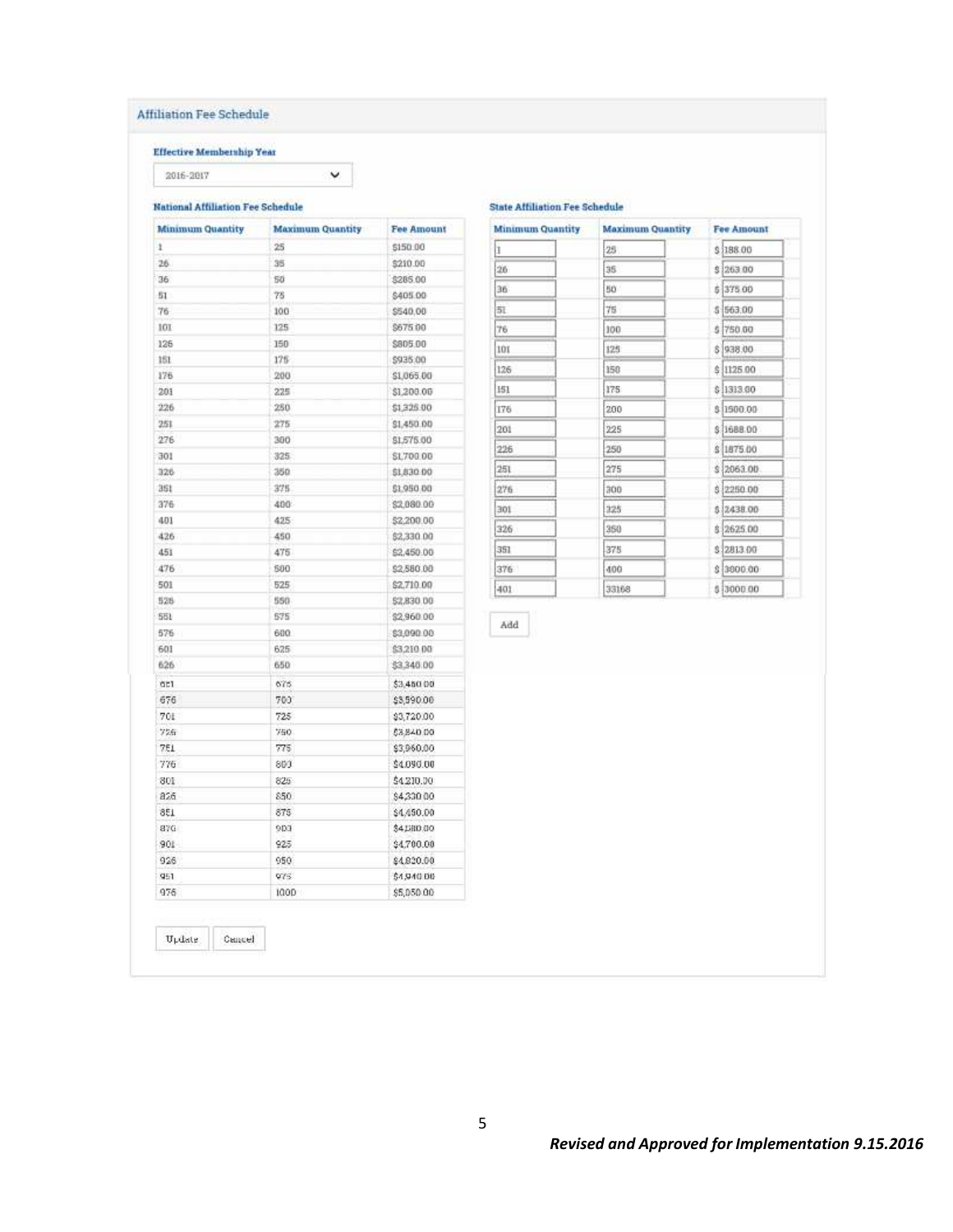## Affiliation Fee Schedule

**Effective Membership Year**

2016-2017

**National Affiliation Fee Schedule**

| Minimum Quantity | Maximum Quantity | Fee Amount |
|---|---|---|
| 1 | 25 | $150.00 |
| 26 | 35 | $210.00 |
| 36 | 50 | $285.00 |
| 51 | 75 | $405.00 |
| 76 | 100 | $540.00 |
| 101 | 125 | $675.00 |
| 126 | 150 | $805.00 |
| 151 | 175 | $935.00 |
| 176 | 200 | $1,065.00 |
| 201 | 225 | $1,200.00 |
| 226 | 250 | $1,325.00 |
| 251 | 275 | $1,450.00 |
| 276 | 300 | $1,575.00 |
| 301 | 325 | $1,700.00 |
| 326 | 350 | $1,830.00 |
| 351 | 375 | $1,950.00 |
| 376 | 400 | $2,080.00 |
| 401 | 425 | $2,200.00 |
| 426 | 450 | $2,330.00 |
| 451 | 475 | $2,450.00 |
| 476 | 500 | $2,580.00 |
| 501 | 525 | $2,710.00 |
| 526 | 550 | $2,830.00 |
| 551 | 575 | $2,960.00 |
| 576 | 600 | $3,090.00 |
| 601 | 625 | $3,210.00 |
| 626 | 650 | $3,340.00 |
| 651 | 675 | $3,460.00 |
| 676 | 700 | $3,590.00 |
| 701 | 725 | $3,720.00 |
| 726 | 750 | $3,840.00 |
| 751 | 775 | $3,960.00 |
| 776 | 800 | $4,090.00 |
| 801 | 825 | $4,210.00 |
| 826 | 850 | $4,330.00 |
| 851 | 875 | $4,450.00 |
| 876 | 900 | $4,580.00 |
| 901 | 925 | $4,700.00 |
| 926 | 950 | $4,820.00 |
| 951 | 975 | $4,940.00 |
| 976 | 1000 | $5,050.00 |

**State Affiliation Fee Schedule**

| Minimum Quantity | Maximum Quantity | Fee Amount |
|---|---|---|
| 1 | 25 | $ 188.00 |
| 26 | 35 | $ 263.00 |
| 36 | 50 | $ 375.00 |
| 51 | 75 | $ 563.00 |
| 76 | 100 | $ 750.00 |
| 101 | 125 | $ 938.00 |
| 126 | 150 | $ 1125.00 |
| 151 | 175 | $ 1313.00 |
| 176 | 200 | $ 1500.00 |
| 201 | 225 | $ 1688.00 |
| 226 | 250 | $ 1875.00 |
| 251 | 275 | $ 2063.00 |
| 276 | 300 | $ 2250.00 |
| 301 | 325 | $ 2438.00 |
| 326 | 350 | $ 2625.00 |
| 351 | 375 | $ 2813.00 |
| 376 | 400 | $ 3000.00 |
| 401 | 33168 | $ 3000.00 |

Add

Update Cancel

*Revised and Approved for Implementation 9.15.2016*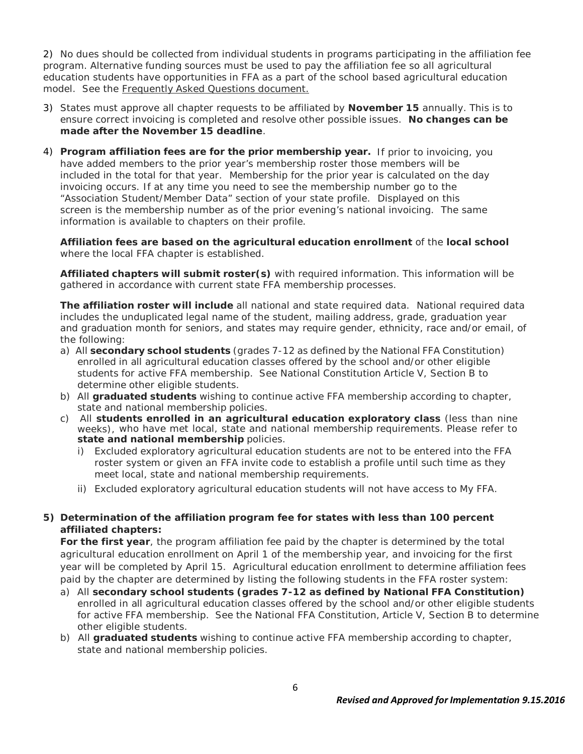2) No dues should be collected from individual students in programs participating in the affiliation fee program. Alternative funding sources must be used to pay the affiliation fee so all agricultural education students have opportunities in FFA as a part of the school based agricultural education model. See the Frequently Asked Questions document.

3) States must approve all chapter requests to be affiliated by **November 15** annually. This is to ensure correct invoicing is completed and resolve other possible issues. **No changes can be made after the November 15 deadline**.

4) **Program affiliation fees are for the prior membership year.** If prior to invoicing, you have added members to the prior year's membership roster those members will be included in the total for that year. Membership for the prior year is calculated on the day invoicing occurs. If at any time you need to see the membership number go to the "Association Student/Member Data" section of your state profile. Displayed on this screen is the membership number as of the prior evening's national invoicing. The same information is available to chapters on their profile.

   **Affiliation fees are based on the agricultural education enrollment** of the **local school** where the local FFA chapter is established.

   **Affiliated chapters will submit roster(s)** with required information. This information will be gathered in accordance with current state FFA membership processes.

   **The affiliation roster will include** all national and state required data. National required data includes the unduplicated legal name of the student, mailing address, grade, graduation year and graduation month for seniors, and states may require gender, ethnicity, race and/or email, of the following:

   a) All **secondary school students** (grades 7-12 as defined by the National FFA Constitution) enrolled in all agricultural education classes offered by the school and/or other eligible students for active FFA membership. See National Constitution Article V, Section B to determine other eligible students.
   b) All **graduated students** wishing to continue active FFA membership according to chapter, state and national membership policies.
   c) All **students enrolled in an agricultural education exploratory class** (less than nine weeks), who have met local, state and national membership requirements. Please refer to **state and national membership** policies.
      i) Excluded exploratory agricultural education students are not to be entered into the FFA roster system or given an FFA invite code to establish a profile until such time as they meet local, state and national membership requirements.
      ii) Excluded exploratory agricultural education students will not have access to My FFA.

5) **Determination of the affiliation program fee for states with less than 100 percent affiliated chapters:**

   **For the first year**, the program affiliation fee paid by the chapter is determined by the total agricultural education enrollment on April 1 of the membership year, and invoicing for the first year will be completed by April 15. Agricultural education enrollment to determine affiliation fees paid by the chapter are determined by listing the following students in the FFA roster system:

   a) All **secondary school students (grades 7-12 as defined by National FFA Constitution)** enrolled in all agricultural education classes offered by the school and/or other eligible students for active FFA membership. See the National FFA Constitution, Article V, Section B to determine other eligible students.
   b) All **graduated students** wishing to continue active FFA membership according to chapter, state and national membership policies.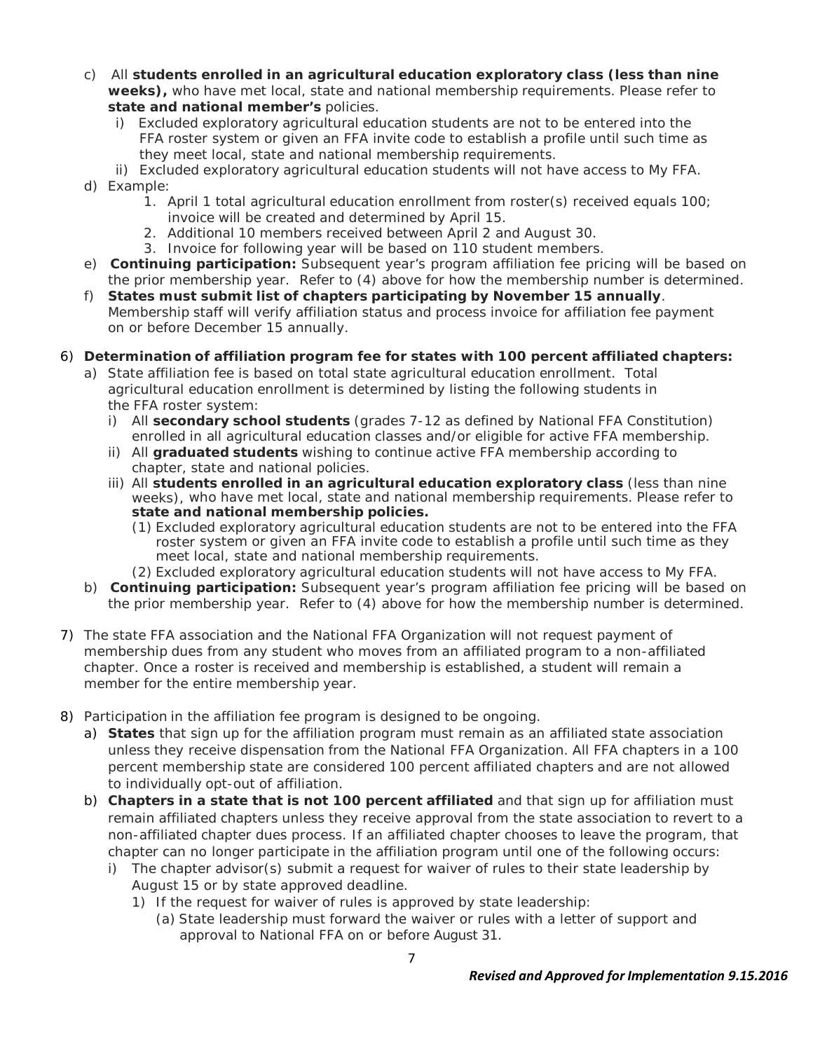c) All **students enrolled in an agricultural education exploratory class (less than nine weeks),** who have met local, state and national membership requirements. Please refer to **state and national member's** policies.
   i) Excluded exploratory agricultural education students are not to be entered into the FFA roster system or given an FFA invite code to establish a profile until such time as they meet local, state and national membership requirements.
   ii) Excluded exploratory agricultural education students will not have access to My FFA.

d) Example:
   1. April 1 total agricultural education enrollment from roster(s) received equals 100; invoice will be created and determined by April 15.
   2. Additional 10 members received between April 2 and August 30.
   3. Invoice for following year will be based on 110 student members.

e) **Continuing participation:** Subsequent year's program affiliation fee pricing will be based on the prior membership year. Refer to (4) above for how the membership number is determined.

f) **States must submit list of chapters participating by November 15 annually**. Membership staff will verify affiliation status and process invoice for affiliation fee payment on or before December 15 annually.

6) **Determination of affiliation program fee for states with 100 percent affiliated chapters:**
   a) State affiliation fee is based on total state agricultural education enrollment. Total agricultural education enrollment is determined by listing the following students in the FFA roster system:
      i) All **secondary school students** (grades 7-12 as defined by National FFA Constitution) enrolled in all agricultural education classes and/or eligible for active FFA membership.
      ii) All **graduated students** wishing to continue active FFA membership according to chapter, state and national policies.
      iii) All **students enrolled in an agricultural education exploratory class** (less than nine weeks), who have met local, state and national membership requirements. Please refer to **state and national membership policies.**
         (1) Excluded exploratory agricultural education students are not to be entered into the FFA roster system or given an FFA invite code to establish a profile until such time as they meet local, state and national membership requirements.
         (2) Excluded exploratory agricultural education students will not have access to My FFA.
   b) **Continuing participation:** Subsequent year's program affiliation fee pricing will be based on the prior membership year. Refer to (4) above for how the membership number is determined.

7) The state FFA association and the National FFA Organization will not request payment of membership dues from any student who moves from an affiliated program to a non-affiliated chapter. Once a roster is received and membership is established, a student will remain a member for the entire membership year.

8) Participation in the affiliation fee program is designed to be ongoing.
   a) **States** that sign up for the affiliation program must remain as an affiliated state association unless they receive dispensation from the National FFA Organization. All FFA chapters in a 100 percent membership state are considered 100 percent affiliated chapters and are not allowed to individually opt-out of affiliation.
   b) **Chapters in a state that is not 100 percent affiliated** and that sign up for affiliation must remain affiliated chapters unless they receive approval from the state association to revert to a non-affiliated chapter dues process. If an affiliated chapter chooses to leave the program, that chapter can no longer participate in the affiliation program until one of the following occurs:
      i) The chapter advisor(s) submit a request for waiver of rules to their state leadership by August 15 or by state approved deadline.
         1) If the request for waiver of rules is approved by state leadership:
            (a) State leadership must forward the waiver or rules with a letter of support and approval to National FFA on or before August 31.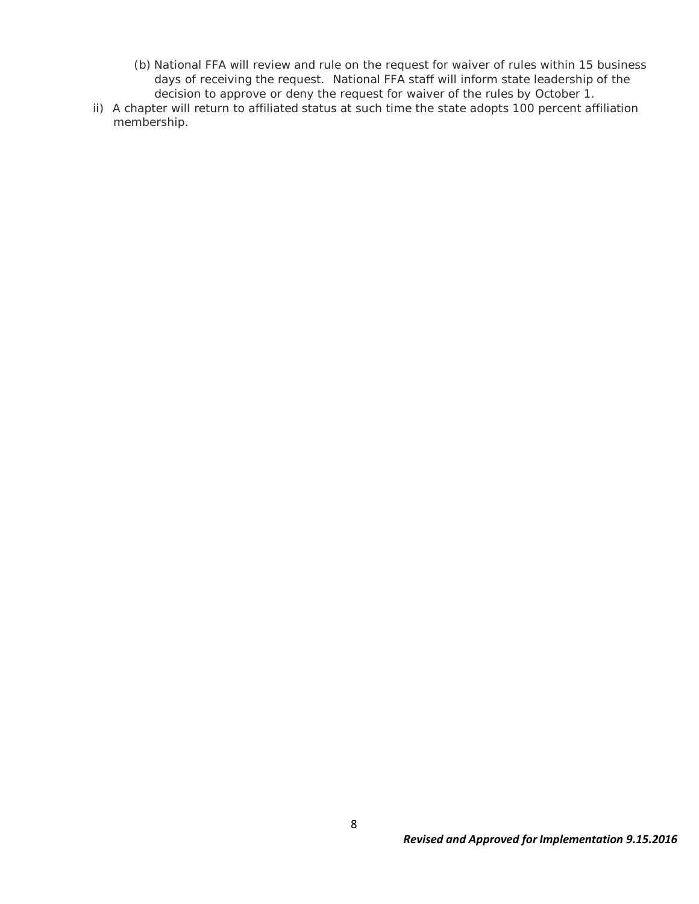(b) National FFA will review and rule on the request for waiver of rules within 15 business days of receiving the request. National FFA staff will inform state leadership of the decision to approve or deny the request for waiver of the rules by October 1.

ii) A chapter will return to affiliated status at such time the state adopts 100 percent affiliation membership.